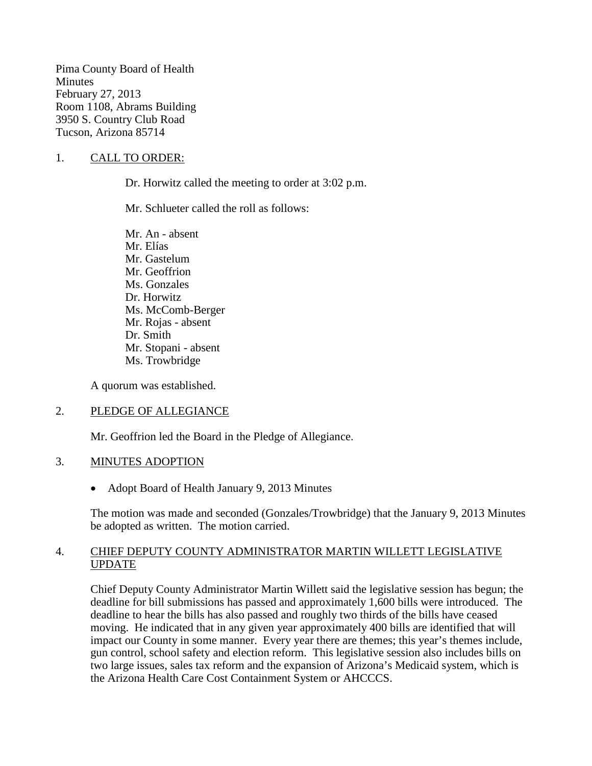Pima County Board of Health
Minutes
February 27, 2013
Room 1108, Abrams Building
3950 S. Country Club Road
Tucson, Arizona 85714

1. CALL TO ORDER:

Dr. Horwitz called the meeting to order at 3:02 p.m.

Mr. Schlueter called the roll as follows:

Mr. An - absent
Mr. Elías
Mr. Gastelum
Mr. Geoffrion
Ms. Gonzales
Dr. Horwitz
Ms. McComb-Berger
Mr. Rojas - absent
Dr. Smith
Mr. Stopani - absent
Ms. Trowbridge

A quorum was established.

2. PLEDGE OF ALLEGIANCE

Mr. Geoffrion led the Board in the Pledge of Allegiance.

3. MINUTES ADOPTION

- Adopt Board of Health January 9, 2013 Minutes

The motion was made and seconded (Gonzales/Trowbridge) that the January 9, 2013 Minutes be adopted as written. The motion carried.

4. CHIEF DEPUTY COUNTY ADMINISTRATOR MARTIN WILLETT LEGISLATIVE UPDATE

Chief Deputy County Administrator Martin Willett said the legislative session has begun; the deadline for bill submissions has passed and approximately 1,600 bills were introduced. The deadline to hear the bills has also passed and roughly two thirds of the bills have ceased moving. He indicated that in any given year approximately 400 bills are identified that will impact our County in some manner. Every year there are themes; this year's themes include, gun control, school safety and election reform. This legislative session also includes bills on two large issues, sales tax reform and the expansion of Arizona's Medicaid system, which is the Arizona Health Care Cost Containment System or AHCCCS.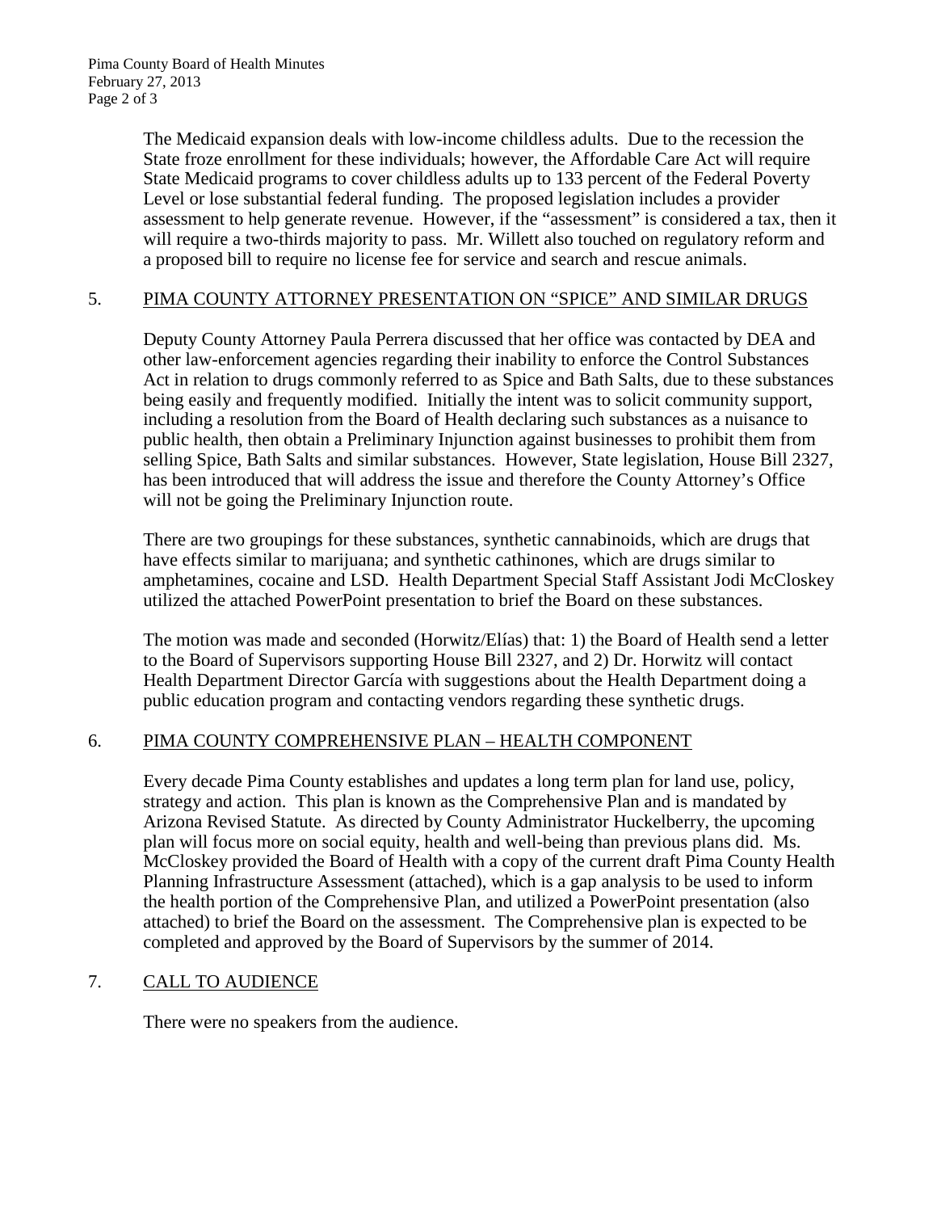The Medicaid expansion deals with low-income childless adults. Due to the recession the State froze enrollment for these individuals; however, the Affordable Care Act will require State Medicaid programs to cover childless adults up to 133 percent of the Federal Poverty Level or lose substantial federal funding. The proposed legislation includes a provider assessment to help generate revenue. However, if the "assessment" is considered a tax, then it will require a two-thirds majority to pass. Mr. Willett also touched on regulatory reform and a proposed bill to require no license fee for service and search and rescue animals.

5. PIMA COUNTY ATTORNEY PRESENTATION ON "SPICE" AND SIMILAR DRUGS

Deputy County Attorney Paula Perrera discussed that her office was contacted by DEA and other law-enforcement agencies regarding their inability to enforce the Control Substances Act in relation to drugs commonly referred to as Spice and Bath Salts, due to these substances being easily and frequently modified. Initially the intent was to solicit community support, including a resolution from the Board of Health declaring such substances as a nuisance to public health, then obtain a Preliminary Injunction against businesses to prohibit them from selling Spice, Bath Salts and similar substances. However, State legislation, House Bill 2327, has been introduced that will address the issue and therefore the County Attorney's Office will not be going the Preliminary Injunction route.

There are two groupings for these substances, synthetic cannabinoids, which are drugs that have effects similar to marijuana; and synthetic cathinones, which are drugs similar to amphetamines, cocaine and LSD. Health Department Special Staff Assistant Jodi McCloskey utilized the attached PowerPoint presentation to brief the Board on these substances.

The motion was made and seconded (Horwitz/Elías) that: 1) the Board of Health send a letter to the Board of Supervisors supporting House Bill 2327, and 2) Dr. Horwitz will contact Health Department Director García with suggestions about the Health Department doing a public education program and contacting vendors regarding these synthetic drugs.

6. PIMA COUNTY COMPREHENSIVE PLAN – HEALTH COMPONENT

Every decade Pima County establishes and updates a long term plan for land use, policy, strategy and action. This plan is known as the Comprehensive Plan and is mandated by Arizona Revised Statute. As directed by County Administrator Huckelberry, the upcoming plan will focus more on social equity, health and well-being than previous plans did. Ms. McCloskey provided the Board of Health with a copy of the current draft Pima County Health Planning Infrastructure Assessment (attached), which is a gap analysis to be used to inform the health portion of the Comprehensive Plan, and utilized a PowerPoint presentation (also attached) to brief the Board on the assessment. The Comprehensive plan is expected to be completed and approved by the Board of Supervisors by the summer of 2014.

7. CALL TO AUDIENCE

There were no speakers from the audience.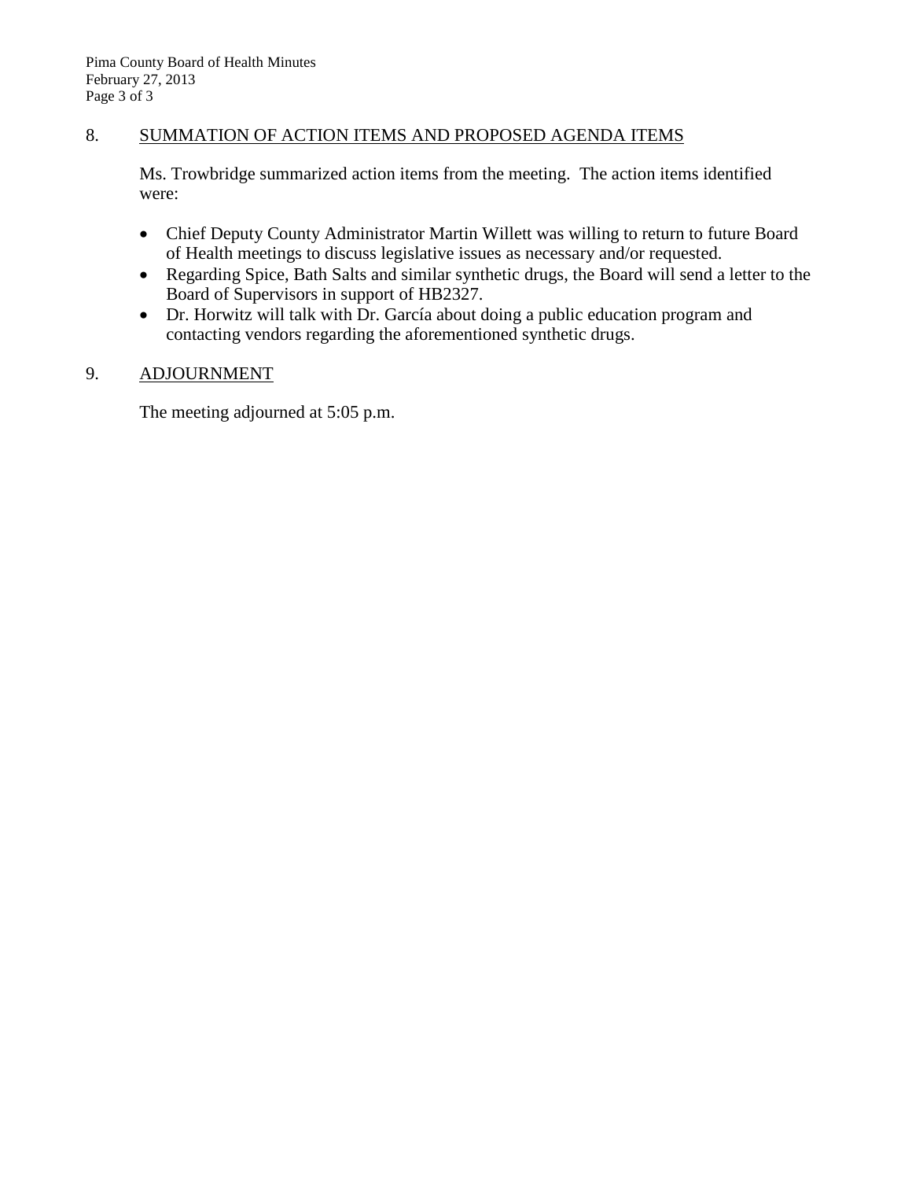## 8. SUMMATION OF ACTION ITEMS AND PROPOSED AGENDA ITEMS

Ms. Trowbridge summarized action items from the meeting. The action items identified were:

- Chief Deputy County Administrator Martin Willett was willing to return to future Board of Health meetings to discuss legislative issues as necessary and/or requested.
- Regarding Spice, Bath Salts and similar synthetic drugs, the Board will send a letter to the Board of Supervisors in support of HB2327.
- Dr. Horwitz will talk with Dr. García about doing a public education program and contacting vendors regarding the aforementioned synthetic drugs.

## 9. ADJOURNMENT

The meeting adjourned at 5:05 p.m.